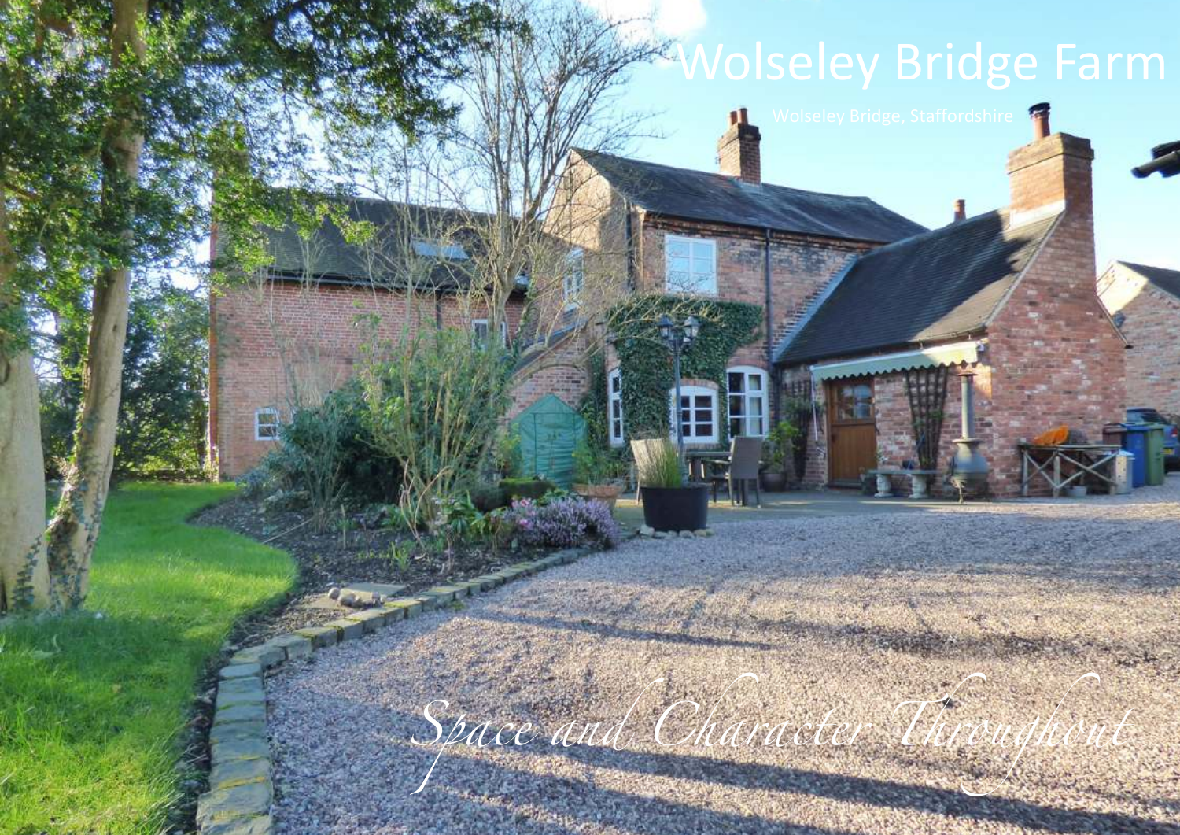# Wolseley Bridge Farm

Wolseley Bridge, Staffordshire

*Space and Character Throughout*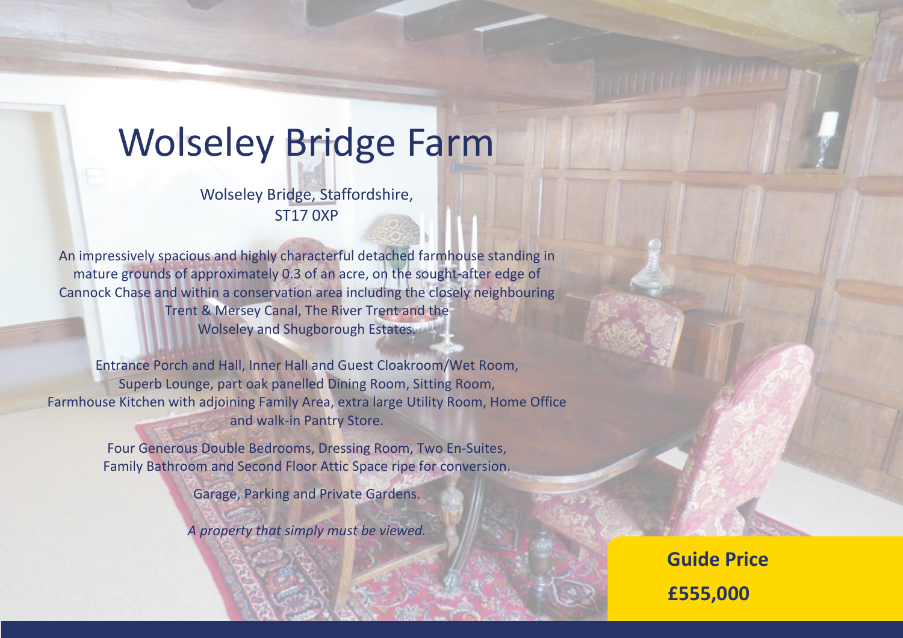# Wolseley Bridge Farm

Wolseley Bridge, Staffordshire,
ST17 0XP

An impressively spacious and highly characterful detached farmhouse standing in mature grounds of approximately 0.3 of an acre, on the sought-after edge of Cannock Chase and within a conservation area including the closely neighbouring Trent & Mersey Canal, The River Trent and the Wolseley and Shugborough Estates.

Entrance Porch and Hall, Inner Hall and Guest Cloakroom/Wet Room, Superb Lounge, part oak panelled Dining Room, Sitting Room, Farmhouse Kitchen with adjoining Family Area, extra large Utility Room, Home Office and walk-in Pantry Store.

Four Generous Double Bedrooms, Dressing Room, Two En-Suites, Family Bathroom and Second Floor Attic Space ripe for conversion.

Garage, Parking and Private Gardens.

*A property that simply must be viewed.*

**Guide Price**

**£555,000**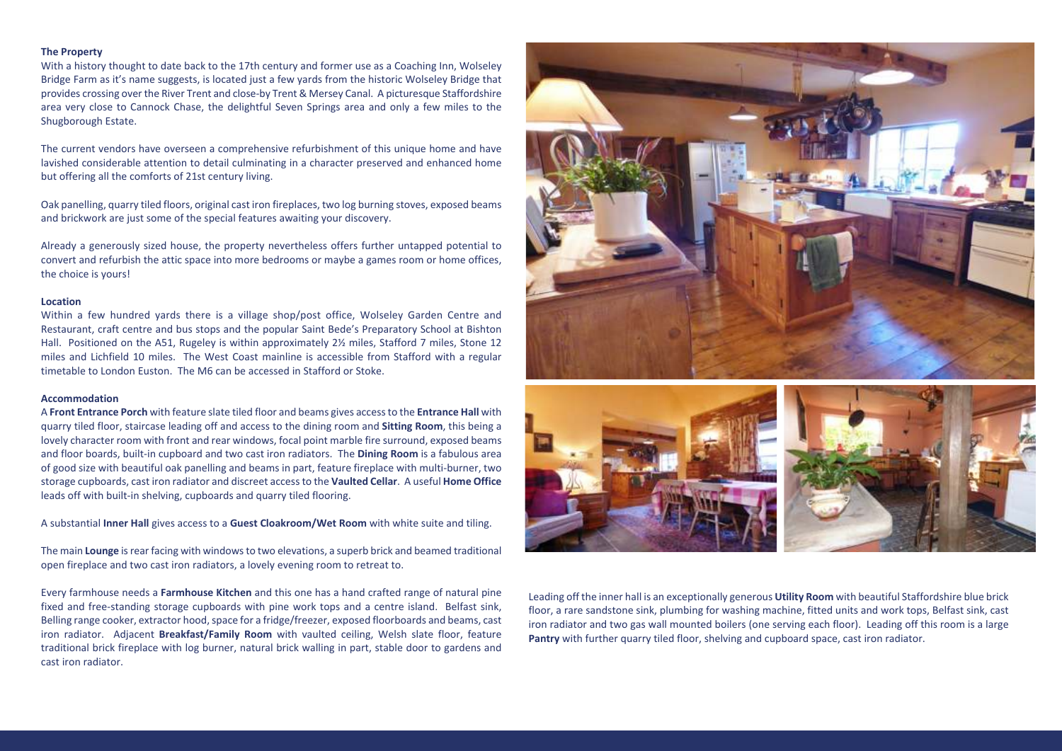**The Property**

With a history thought to date back to the 17th century and former use as a Coaching Inn, Wolseley Bridge Farm as it's name suggests, is located just a few yards from the historic Wolseley Bridge that provides crossing over the River Trent and close-by Trent & Mersey Canal. A picturesque Staffordshire area very close to Cannock Chase, the delightful Seven Springs area and only a few miles to the Shugborough Estate.

The current vendors have overseen a comprehensive refurbishment of this unique home and have lavished considerable attention to detail culminating in a character preserved and enhanced home but offering all the comforts of 21st century living.

Oak panelling, quarry tiled floors, original cast iron fireplaces, two log burning stoves, exposed beams and brickwork are just some of the special features awaiting your discovery.

Already a generously sized house, the property nevertheless offers further untapped potential to convert and refurbish the attic space into more bedrooms or maybe a games room or home offices, the choice is yours!

**Location**

Within a few hundred yards there is a village shop/post office, Wolseley Garden Centre and Restaurant, craft centre and bus stops and the popular Saint Bede's Preparatory School at Bishton Hall. Positioned on the A51, Rugeley is within approximately 2½ miles, Stafford 7 miles, Stone 12 miles and Lichfield 10 miles. The West Coast mainline is accessible from Stafford with a regular timetable to London Euston. The M6 can be accessed in Stafford or Stoke.

**Accommodation**

A **Front Entrance Porch** with feature slate tiled floor and beams gives access to the **Entrance Hall** with quarry tiled floor, staircase leading off and access to the dining room and **Sitting Room**, this being a lovely character room with front and rear windows, focal point marble fire surround, exposed beams and floor boards, built-in cupboard and two cast iron radiators. The **Dining Room** is a fabulous area of good size with beautiful oak panelling and beams in part, feature fireplace with multi-burner, two storage cupboards, cast iron radiator and discreet access to the **Vaulted Cellar**. A useful **Home Office** leads off with built-in shelving, cupboards and quarry tiled flooring.

A substantial **Inner Hall** gives access to a **Guest Cloakroom/Wet Room** with white suite and tiling.

The main **Lounge** is rear facing with windows to two elevations, a superb brick and beamed traditional open fireplace and two cast iron radiators, a lovely evening room to retreat to.

Every farmhouse needs a **Farmhouse Kitchen** and this one has a hand crafted range of natural pine fixed and free-standing storage cupboards with pine work tops and a centre island. Belfast sink, Belling range cooker, extractor hood, space for a fridge/freezer, exposed floorboards and beams, cast iron radiator. Adjacent **Breakfast/Family Room** with vaulted ceiling, Welsh slate floor, feature traditional brick fireplace with log burner, natural brick walling in part, stable door to gardens and cast iron radiator.

Leading off the inner hall is an exceptionally generous **Utility Room** with beautiful Staffordshire blue brick floor, a rare sandstone sink, plumbing for washing machine, fitted units and work tops, Belfast sink, cast iron radiator and two gas wall mounted boilers (one serving each floor). Leading off this room is a large **Pantry** with further quarry tiled floor, shelving and cupboard space, cast iron radiator.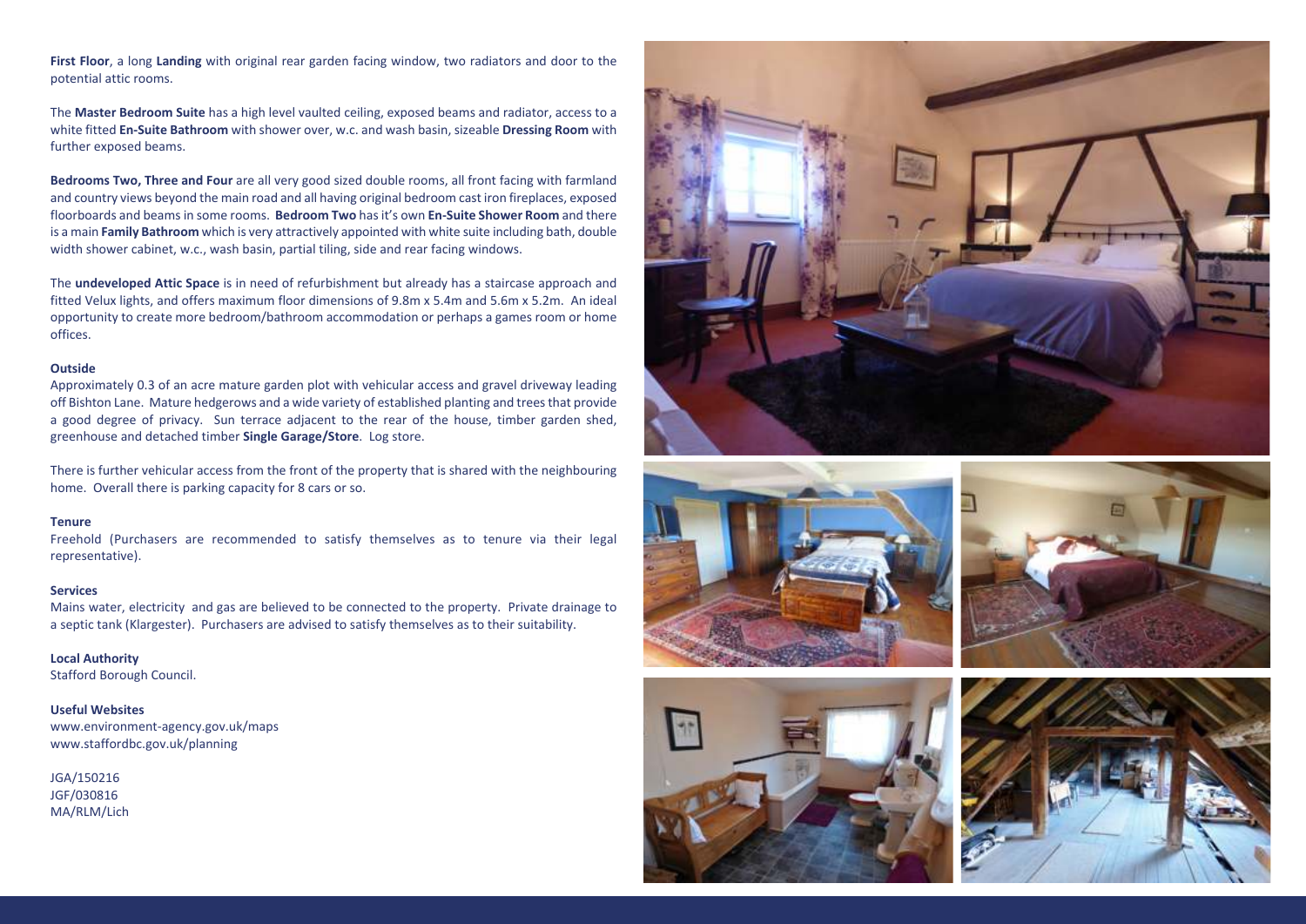**First Floor**, a long **Landing** with original rear garden facing window, two radiators and door to the potential attic rooms.

The **Master Bedroom Suite** has a high level vaulted ceiling, exposed beams and radiator, access to a white fitted **En-Suite Bathroom** with shower over, w.c. and wash basin, sizeable **Dressing Room** with further exposed beams.

**Bedrooms Two, Three and Four** are all very good sized double rooms, all front facing with farmland and country views beyond the main road and all having original bedroom cast iron fireplaces, exposed floorboards and beams in some rooms. **Bedroom Two** has it's own **En-Suite Shower Room** and there is a main **Family Bathroom** which is very attractively appointed with white suite including bath, double width shower cabinet, w.c., wash basin, partial tiling, side and rear facing windows.

The **undeveloped Attic Space** is in need of refurbishment but already has a staircase approach and fitted Velux lights, and offers maximum floor dimensions of 9.8m x 5.4m and 5.6m x 5.2m. An ideal opportunity to create more bedroom/bathroom accommodation or perhaps a games room or home offices.

**Outside**

Approximately 0.3 of an acre mature garden plot with vehicular access and gravel driveway leading off Bishton Lane. Mature hedgerows and a wide variety of established planting and trees that provide a good degree of privacy. Sun terrace adjacent to the rear of the house, timber garden shed, greenhouse and detached timber **Single Garage/Store**. Log store.

There is further vehicular access from the front of the property that is shared with the neighbouring home. Overall there is parking capacity for 8 cars or so.

**Tenure**

Freehold (Purchasers are recommended to satisfy themselves as to tenure via their legal representative).

**Services**

Mains water, electricity and gas are believed to be connected to the property. Private drainage to a septic tank (Klargester). Purchasers are advised to satisfy themselves as to their suitability.

**Local Authority**

Stafford Borough Council.

**Useful Websites**

www.environment-agency.gov.uk/maps
www.staffordbc.gov.uk/planning

JGA/150216
JGF/030816
MA/RLM/Lich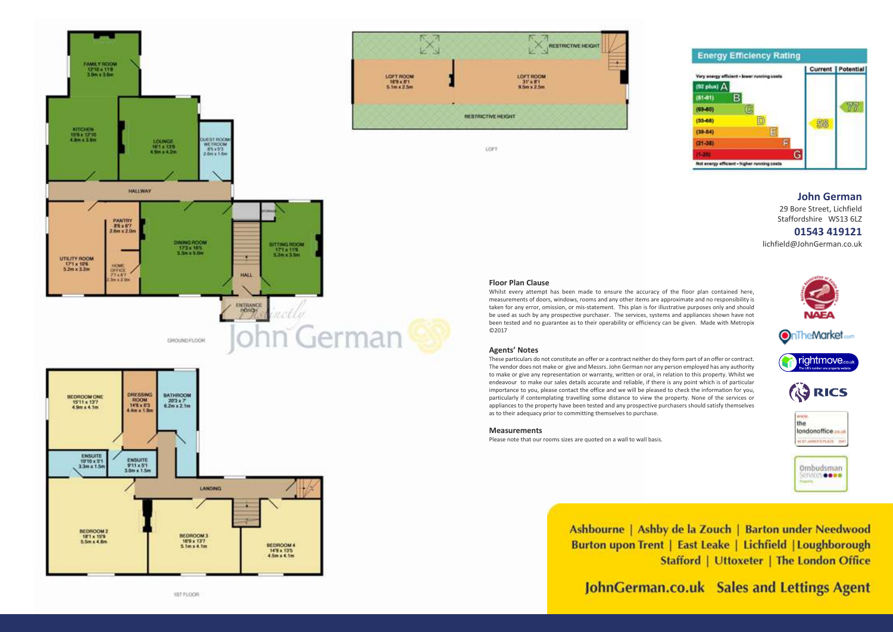## Ground Floor

- FAMILY ROOM 12'10 x 11'8 3.9m x 3.6m
- KITCHEN 15'9 x 12'10 4.8m x 3.9m
- LOUNGE 16'1 x 13'9 4.9m x 4.2m
- GUEST ROOM/ WETROOM 8'5 x 5'3 2.6m x 1.6m
- HALLWAY
- UTILITY ROOM 17'1 x 10'6 5.2m x 3.2m
- PANTRY 8'6 x 6'7 2.6m x 2.0m
- HOME OFFICE 7'7 x 6'7 2.3m x 2.0m
- DINING ROOM 17'3 x 16'5 5.3m x 5.0m
- STORAGE
- HALL
- SITTING ROOM 17'1 x 11'6 5.2m x 3.5m
- ENTRANCE PORCH

GROUND FLOOR

## 1st Floor

- BEDROOM ONE 15'11 x 13'7 4.9m x 4.1m
- DRESSING ROOM 14'6 x 6'3 4.4m x 1.9m
- BATHROOM 20'3 x 7' 6.2m x 2.1m
- ENSUITE 10'10 x 5'1 3.3m x 1.5m
- ENSUITE 9'11 x 5'1 3.0m x 1.5m
- LANDING
- BEDROOM 2 18'1 x 15'9 5.5m x 4.8m
- BEDROOM 3 16'9 x 13'7 5.1m x 4.1m
- BEDROOM 4 14'9 x 13'5 4.5m x 4.1m

1ST FLOOR

## Loft

- LOFT ROOM 16'9 x 8'1 5.1m x 2.5m
- LOFT ROOM 31' x 8'1 9.5m x 2.5m
- RESTRICTIVE HEIGHT
- RESTRICTIVE HEIGHT

LOFT

## Energy Efficiency Rating

Very energy efficient - lower running costs

| Rating | Current | Potential |
|---|---|---|
| (92 plus) A | | |
| (81-91) B | | |
| (69-80) C | | 77 |
| (55-68) D | 58 | |
| (39-54) E | | |
| (21-38) F | | |
| (1-20) G | | |

Not energy efficient - higher running costs

**John German**
29 Bore Street, Lichfield
Staffordshire WS13 6LZ
**01543 419121**
lichfield@JohnGerman.co.uk

### Floor Plan Clause

Whilst every attempt has been made to ensure the accuracy of the floor plan contained here, measurements of doors, windows, rooms and any other items are approximate and no responsibility is taken for any error, omission, or mis-statement. This plan is for illustrative purposes only and should be used as such by any prospective purchaser. The services, systems and appliances shown have not been tested and no guarantee as to their operability or efficiency can be given. Made with Metropix ©2017

### Agents' Notes

These particulars do not constitute an offer or a contract neither do they form part of an offer or contract. The vendor does not make or give and Messrs. John German nor any person employed has any authority to make or give any representation or warranty, written or oral, in relation to this property. Whilst we endeavour to make our sales details accurate and reliable, if there is any point which is of particular importance to you, please contact the office and we will be pleased to check the information for you, particularly if contemplating travelling some distance to view the property. None of the services or appliances to the property have been tested and any prospective purchasers should satisfy themselves as to their adequacy prior to committing themselves to purchase.

### Measurements

Please note that our rooms sizes are quoted on a wall to wall basis.

Ashbourne | Ashby de la Zouch | Barton under Needwood
Burton upon Trent | East Leake | Lichfield | Loughborough
Stafford | Uttoxeter | The London Office

JohnGerman.co.uk Sales and Lettings Agent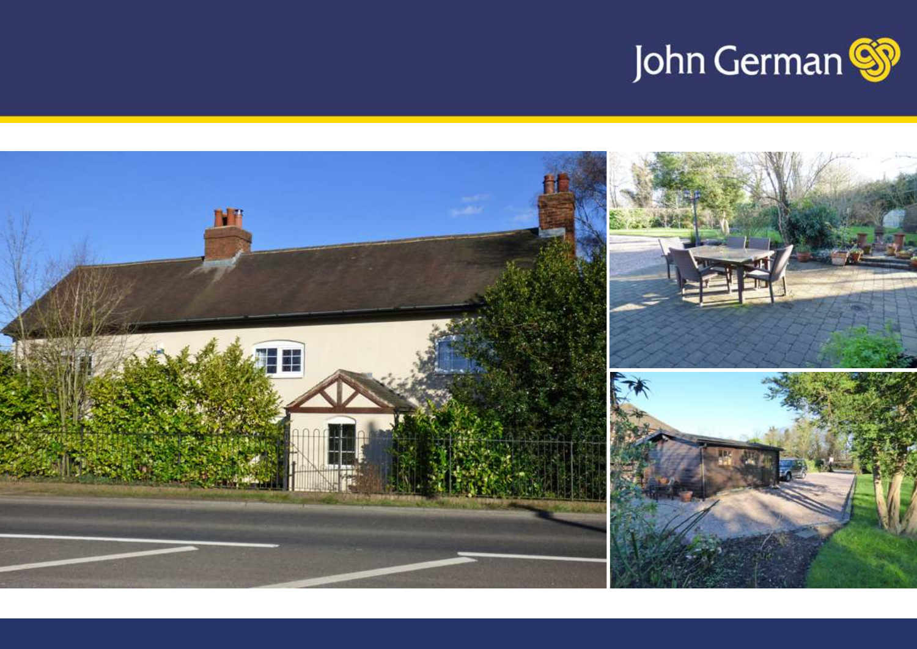John German